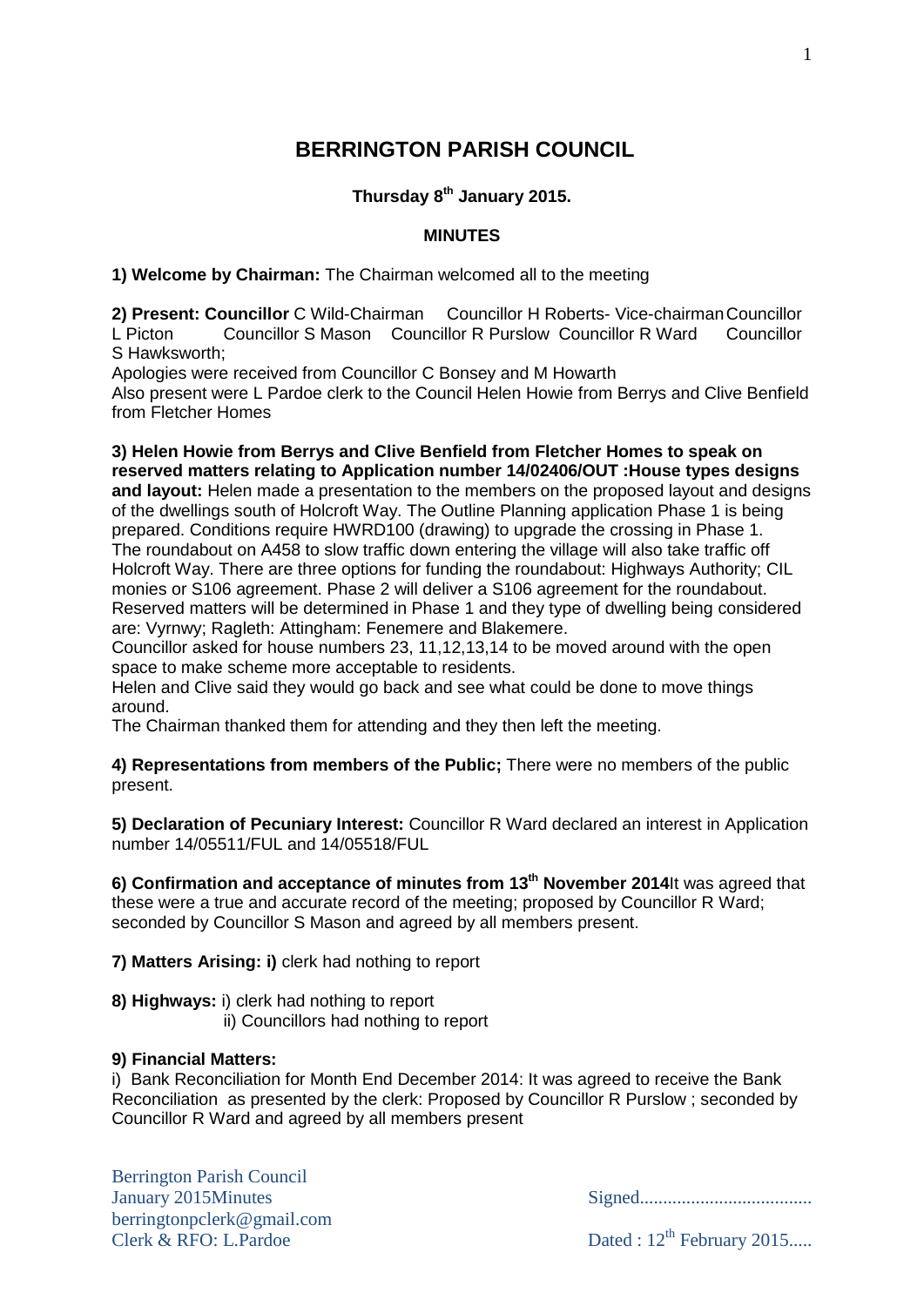# BERRINGTON PARISH COUNCIL

**Thursday 8th January 2015.**

**MINUTES**

**1) Welcome by Chairman:** The Chairman welcomed all to the meeting

**2) Present: Councillor** C Wild-Chairman Councillor H Roberts- Vice-chairman Councillor L Picton Councillor S Mason Councillor R Purslow Councillor R Ward Councillor S Hawksworth;

Apologies were received from Councillor C Bonsey and M Howarth

Also present were L Pardoe clerk to the Council Helen Howie from Berrys and Clive Benfield from Fletcher Homes

**3) Helen Howie from Berrys and Clive Benfield from Fletcher Homes to speak on reserved matters relating to Application number 14/02406/OUT :House types designs and layout:** Helen made a presentation to the members on the proposed layout and designs of the dwellings south of Holcroft Way. The Outline Planning application Phase 1 is being prepared. Conditions require HWRD100 (drawing) to upgrade the crossing in Phase 1. The roundabout on A458 to slow traffic down entering the village will also take traffic off Holcroft Way. There are three options for funding the roundabout: Highways Authority; CIL monies or S106 agreement. Phase 2 will deliver a S106 agreement for the roundabout. Reserved matters will be determined in Phase 1 and they type of dwelling being considered are: Vyrnwy; Ragleth: Attingham: Fenemere and Blakemere.

Councillor asked for house numbers 23, 11,12,13,14 to be moved around with the open space to make scheme more acceptable to residents.

Helen and Clive said they would go back and see what could be done to move things around.

The Chairman thanked them for attending and they then left the meeting.

**4) Representations from members of the Public;** There were no members of the public present.

**5) Declaration of Pecuniary Interest:** Councillor R Ward declared an interest in Application number 14/05511/FUL and 14/05518/FUL

**6) Confirmation and acceptance of minutes from 13th November 2014** It was agreed that these were a true and accurate record of the meeting; proposed by Councillor R Ward; seconded by Councillor S Mason and agreed by all members present.

**7) Matters Arising: i)** clerk had nothing to report

**8) Highways:** i) clerk had nothing to report
ii) Councillors had nothing to report

**9) Financial Matters:**

i) Bank Reconciliation for Month End December 2014: It was agreed to receive the Bank Reconciliation as presented by the clerk: Proposed by Councillor R Purslow ; seconded by Councillor R Ward and agreed by all members present

Berrington Parish Council
January 2015Minutes
berringtonpclerk@gmail.com
Clerk & RFO: L.Pardoe

Signed....................................

Dated : 12th February 2015.....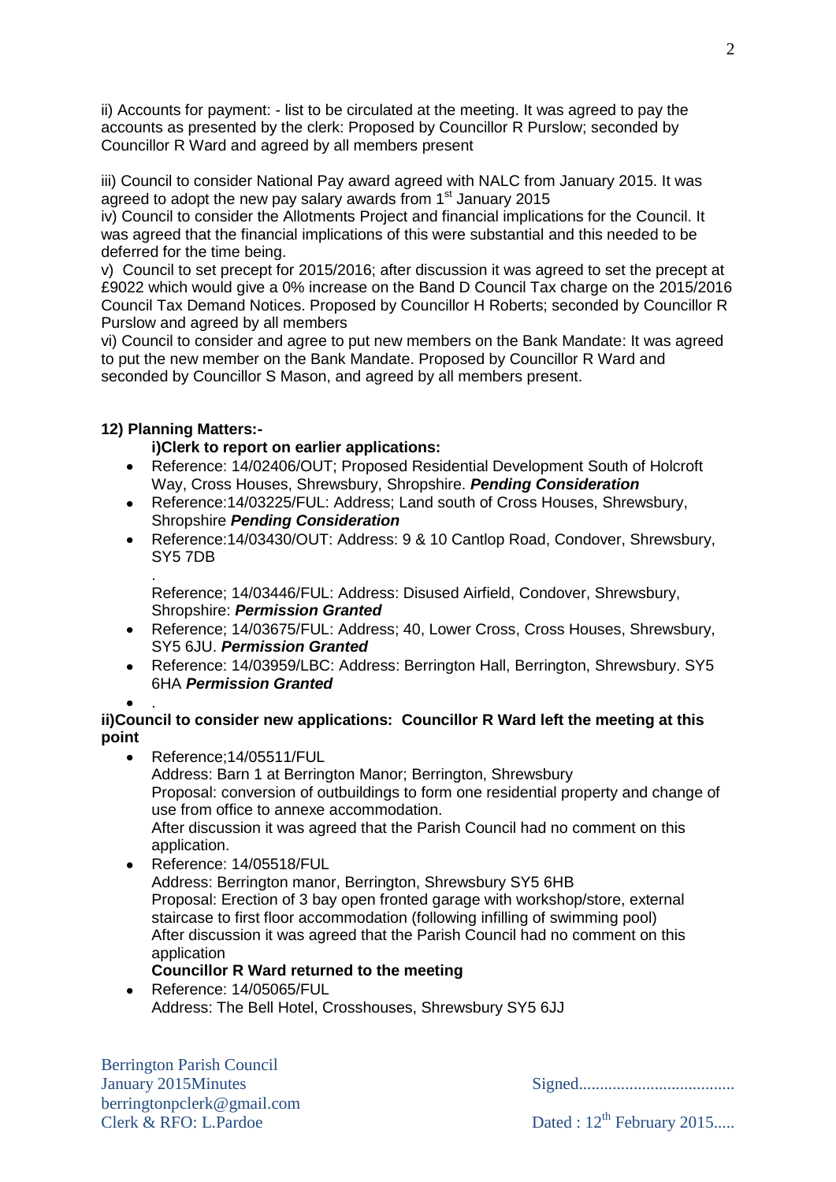ii) Accounts for payment: - list to be circulated at the meeting. It was agreed to pay the accounts as presented by the clerk: Proposed by Councillor R Purslow; seconded by Councillor R Ward and agreed by all members present

iii) Council to consider National Pay award agreed with NALC from January 2015. It was agreed to adopt the new pay salary awards from 1st January 2015

iv) Council to consider the Allotments Project and financial implications for the Council. It was agreed that the financial implications of this were substantial and this needed to be deferred for the time being.

v) Council to set precept for 2015/2016; after discussion it was agreed to set the precept at £9022 which would give a 0% increase on the Band D Council Tax charge on the 2015/2016 Council Tax Demand Notices. Proposed by Councillor H Roberts; seconded by Councillor R Purslow and agreed by all members

vi) Council to consider and agree to put new members on the Bank Mandate: It was agreed to put the new member on the Bank Mandate. Proposed by Councillor R Ward and seconded by Councillor S Mason, and agreed by all members present.

**12) Planning Matters:-**

**i)Clerk to report on earlier applications:**

- Reference: 14/02406/OUT; Proposed Residential Development South of Holcroft Way, Cross Houses, Shrewsbury, Shropshire. ***Pending Consideration***
- Reference:14/03225/FUL: Address; Land south of Cross Houses, Shrewsbury, Shropshire ***Pending Consideration***
- Reference:14/03430/OUT: Address: 9 & 10 Cantlop Road, Condover, Shrewsbury, SY5 7DB

  .

  Reference; 14/03446/FUL: Address: Disused Airfield, Condover, Shrewsbury, Shropshire: ***Permission Granted***
- Reference; 14/03675/FUL: Address; 40, Lower Cross, Cross Houses, Shrewsbury, SY5 6JU. ***Permission Granted***
- Reference: 14/03959/LBC: Address: Berrington Hall, Berrington, Shrewsbury. SY5 6HA ***Permission Granted***
- .

**ii)Council to consider new applications: Councillor R Ward left the meeting at this point**

- Reference;14/05511/FUL

  Address: Barn 1 at Berrington Manor; Berrington, Shrewsbury

  Proposal: conversion of outbuildings to form one residential property and change of use from office to annexe accommodation.

  After discussion it was agreed that the Parish Council had no comment on this application.
- Reference: 14/05518/FUL

  Address: Berrington manor, Berrington, Shrewsbury SY5 6HB

  Proposal: Erection of 3 bay open fronted garage with workshop/store, external staircase to first floor accommodation (following infilling of swimming pool)

  After discussion it was agreed that the Parish Council had no comment on this application

  **Councillor R Ward returned to the meeting**
- Reference: 14/05065/FUL

  Address: The Bell Hotel, Crosshouses, Shrewsbury SY5 6JJ

Berrington Parish Council
January 2015Minutes
berringtonpclerk@gmail.com
Clerk & RFO: L.Pardoe

Signed.....................................

Dated : 12th February 2015.....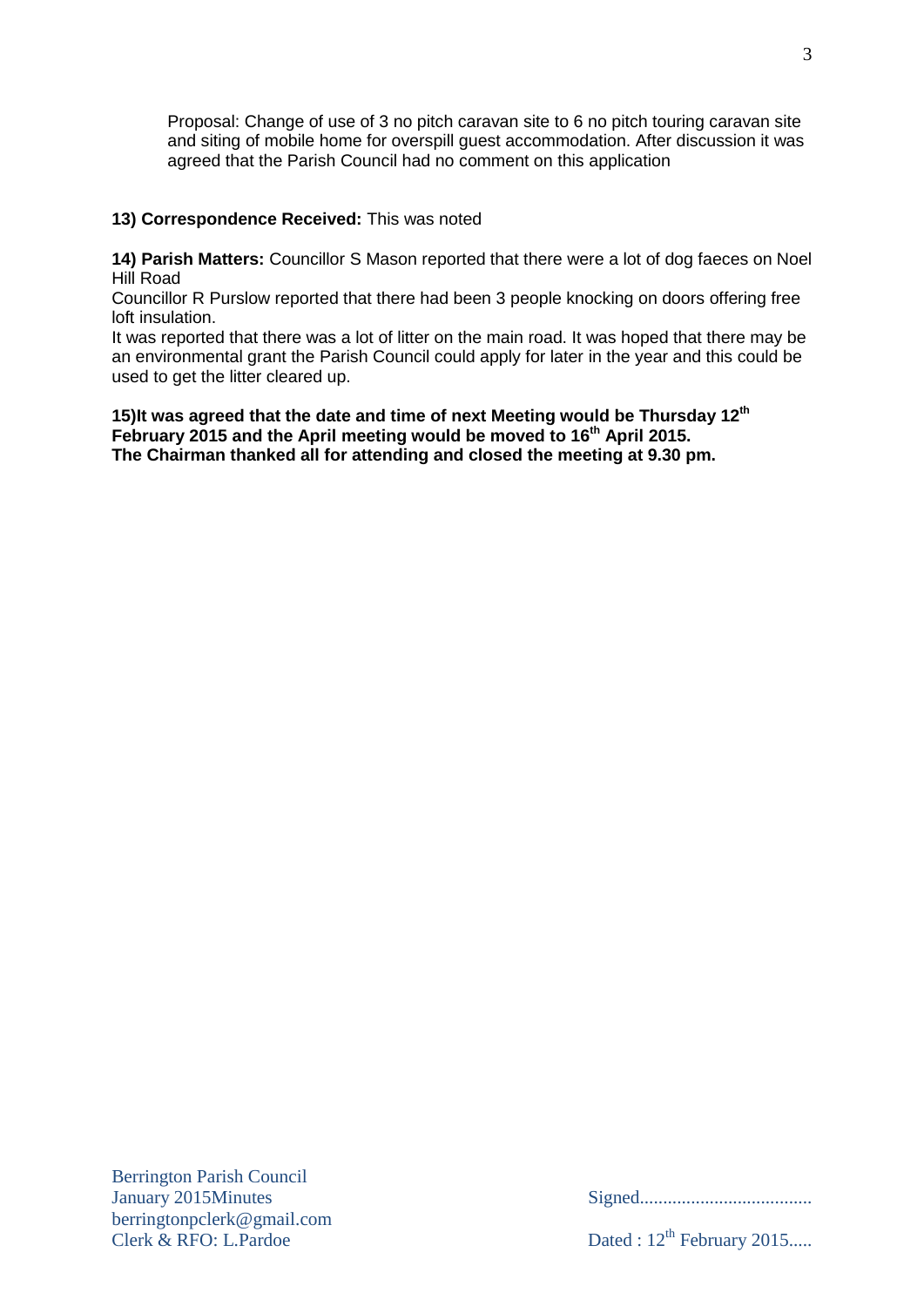Proposal: Change of use of 3 no pitch caravan site to 6 no pitch touring caravan site and siting of mobile home for overspill guest accommodation. After discussion it was agreed that the Parish Council had no comment on this application

**13) Correspondence Received:** This was noted

**14) Parish Matters:** Councillor S Mason reported that there were a lot of dog faeces on Noel Hill Road

Councillor R Purslow reported that there had been 3 people knocking on doors offering free loft insulation.

It was reported that there was a lot of litter on the main road. It was hoped that there may be an environmental grant the Parish Council could apply for later in the year and this could be used to get the litter cleared up.

**15)It was agreed that the date and time of next Meeting would be Thursday 12th February 2015 and the April meeting would be moved to 16th April 2015.**
**The Chairman thanked all for attending and closed the meeting at 9.30 pm.**

Berrington Parish Council
January 2015Minutes
berringtonpclerk@gmail.com
Clerk & RFO: L.Pardoe

Signed....................................

Dated : 12th February 2015.....